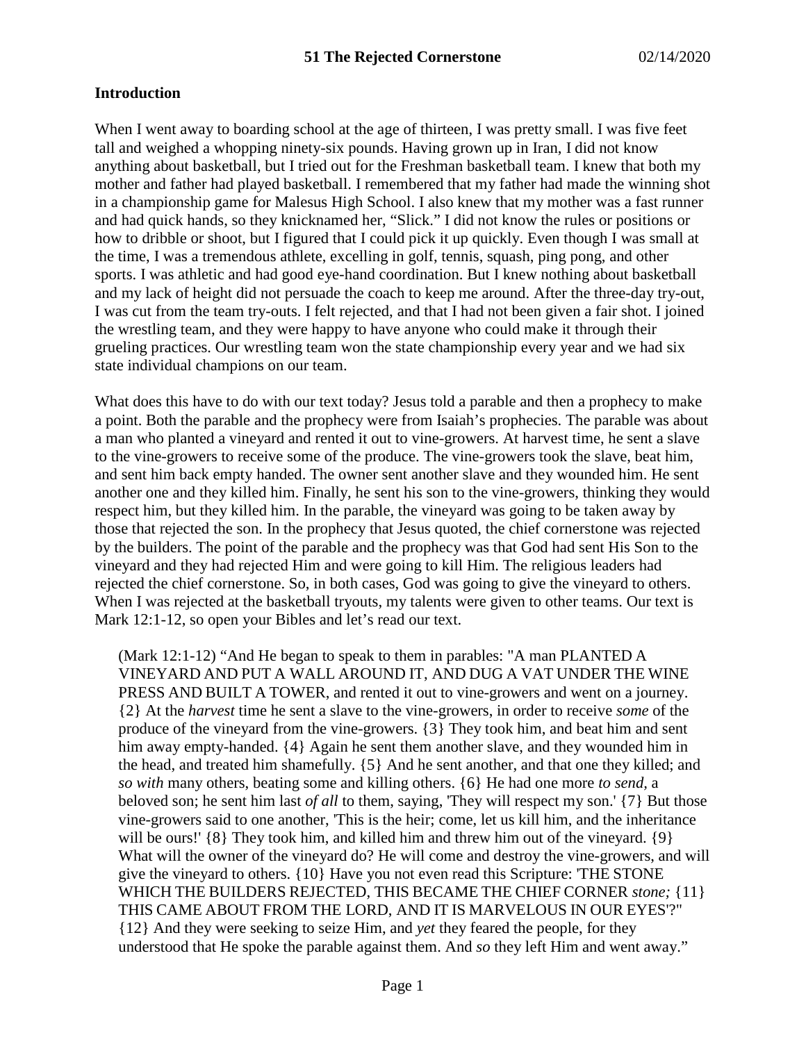# 51 The Rejected Cornerstone 02/14/2020

## Introduction

When I went away to boarding school at the age of thirteen, I was pretty small. I was five feet tall and weighed a whopping ninety-six pounds. Having grown up in Iran, I did not know anything about basketball, but I tried out for the Freshman basketball team. I knew that both my mother and father had played basketball. I remembered that my father had made the winning shot in a championship game for Malesus High School. I also knew that my mother was a fast runner and had quick hands, so they knicknamed her, "Slick." I did not know the rules or positions or how to dribble or shoot, but I figured that I could pick it up quickly. Even though I was small at the time, I was a tremendous athlete, excelling in golf, tennis, squash, ping pong, and other sports. I was athletic and had good eye-hand coordination. But I knew nothing about basketball and my lack of height did not persuade the coach to keep me around. After the three-day try-out, I was cut from the team try-outs. I felt rejected, and that I had not been given a fair shot. I joined the wrestling team, and they were happy to have anyone who could make it through their grueling practices. Our wrestling team won the state championship every year and we had six state individual champions on our team.

What does this have to do with our text today? Jesus told a parable and then a prophecy to make a point. Both the parable and the prophecy were from Isaiah's prophecies. The parable was about a man who planted a vineyard and rented it out to vine-growers. At harvest time, he sent a slave to the vine-growers to receive some of the produce. The vine-growers took the slave, beat him, and sent him back empty handed. The owner sent another slave and they wounded him. He sent another one and they killed him. Finally, he sent his son to the vine-growers, thinking they would respect him, but they killed him. In the parable, the vineyard was going to be taken away by those that rejected the son. In the prophecy that Jesus quoted, the chief cornerstone was rejected by the builders. The point of the parable and the prophecy was that God had sent His Son to the vineyard and they had rejected Him and were going to kill Him. The religious leaders had rejected the chief cornerstone. So, in both cases, God was going to give the vineyard to others. When I was rejected at the basketball tryouts, my talents were given to other teams. Our text is Mark 12:1-12, so open your Bibles and let's read our text.

> (Mark 12:1-12) "And He began to speak to them in parables: "A man PLANTED A VINEYARD AND PUT A WALL AROUND IT, AND DUG A VAT UNDER THE WINE PRESS AND BUILT A TOWER, and rented it out to vine-growers and went on a journey. {2} At the *harvest* time he sent a slave to the vine-growers, in order to receive *some* of the produce of the vineyard from the vine-growers. {3} They took him, and beat him and sent him away empty-handed. {4} Again he sent them another slave, and they wounded him in the head, and treated him shamefully. {5} And he sent another, and that one they killed; and *so with* many others, beating some and killing others. {6} He had one more *to send*, a beloved son; he sent him last *of all* to them, saying, 'They will respect my son.' {7} But those vine-growers said to one another, 'This is the heir; come, let us kill him, and the inheritance will be ours!' {8} They took him, and killed him and threw him out of the vineyard. {9} What will the owner of the vineyard do? He will come and destroy the vine-growers, and will give the vineyard to others. {10} Have you not even read this Scripture: 'THE STONE WHICH THE BUILDERS REJECTED, THIS BECAME THE CHIEF CORNER *stone;* {11} THIS CAME ABOUT FROM THE LORD, AND IT IS MARVELOUS IN OUR EYES'?" {12} And they were seeking to seize Him, and *yet* they feared the people, for they understood that He spoke the parable against them. And *so* they left Him and went away."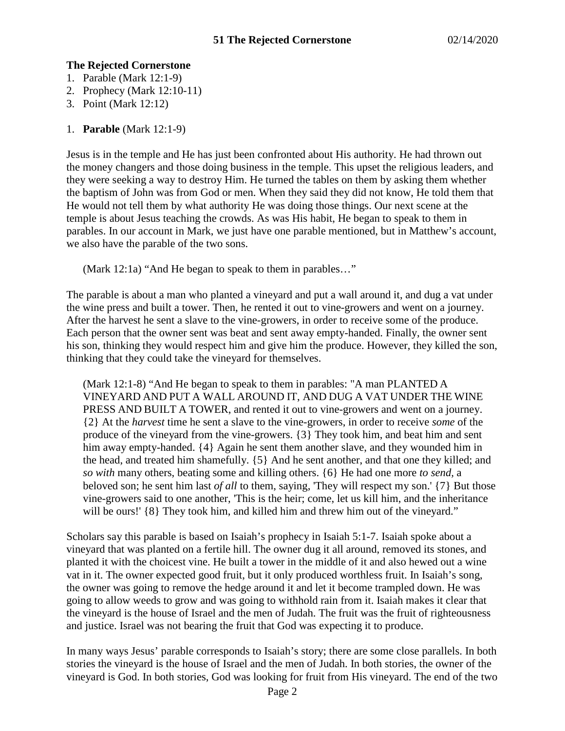## The Rejected Cornerstone

1. Parable (Mark 12:1-9)
2. Prophecy (Mark 12:10-11)
3. Point (Mark 12:12)

1. **Parable** (Mark 12:1-9)

Jesus is in the temple and He has just been confronted about His authority. He had thrown out the money changers and those doing business in the temple. This upset the religious leaders, and they were seeking a way to destroy Him. He turned the tables on them by asking them whether the baptism of John was from God or men. When they said they did not know, He told them that He would not tell them by what authority He was doing those things. Our next scene at the temple is about Jesus teaching the crowds. As was His habit, He began to speak to them in parables. In our account in Mark, we just have one parable mentioned, but in Matthew's account, we also have the parable of the two sons.

> (Mark 12:1a) "And He began to speak to them in parables…"

The parable is about a man who planted a vineyard and put a wall around it, and dug a vat under the wine press and built a tower. Then, he rented it out to vine-growers and went on a journey. After the harvest he sent a slave to the vine-growers, in order to receive some of the produce. Each person that the owner sent was beat and sent away empty-handed. Finally, the owner sent his son, thinking they would respect him and give him the produce. However, they killed the son, thinking that they could take the vineyard for themselves.

> (Mark 12:1-8) "And He began to speak to them in parables: "A man PLANTED A VINEYARD AND PUT A WALL AROUND IT, AND DUG A VAT UNDER THE WINE PRESS AND BUILT A TOWER, and rented it out to vine-growers and went on a journey. {2} At the *harvest* time he sent a slave to the vine-growers, in order to receive *some* of the produce of the vineyard from the vine-growers. {3} They took him, and beat him and sent him away empty-handed. {4} Again he sent them another slave, and they wounded him in the head, and treated him shamefully. {5} And he sent another, and that one they killed; and *so with* many others, beating some and killing others. {6} He had one more *to send*, a beloved son; he sent him last *of all* to them, saying, 'They will respect my son.' {7} But those vine-growers said to one another, 'This is the heir; come, let us kill him, and the inheritance will be ours!' {8} They took him, and killed him and threw him out of the vineyard."

Scholars say this parable is based on Isaiah's prophecy in Isaiah 5:1-7. Isaiah spoke about a vineyard that was planted on a fertile hill. The owner dug it all around, removed its stones, and planted it with the choicest vine. He built a tower in the middle of it and also hewed out a wine vat in it. The owner expected good fruit, but it only produced worthless fruit. In Isaiah's song, the owner was going to remove the hedge around it and let it become trampled down. He was going to allow weeds to grow and was going to withhold rain from it. Isaiah makes it clear that the vineyard is the house of Israel and the men of Judah. The fruit was the fruit of righteousness and justice. Israel was not bearing the fruit that God was expecting it to produce.

In many ways Jesus' parable corresponds to Isaiah's story; there are some close parallels. In both stories the vineyard is the house of Israel and the men of Judah. In both stories, the owner of the vineyard is God. In both stories, God was looking for fruit from His vineyard. The end of the two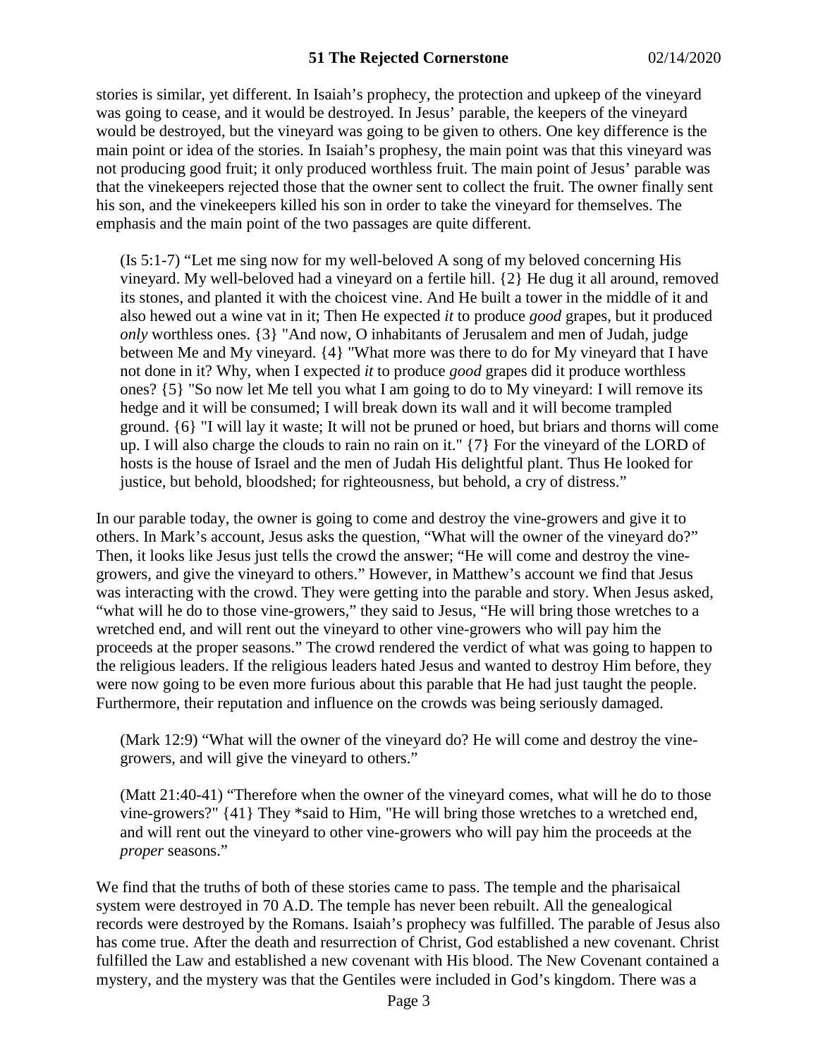stories is similar, yet different. In Isaiah's prophecy, the protection and upkeep of the vineyard was going to cease, and it would be destroyed. In Jesus' parable, the keepers of the vineyard would be destroyed, but the vineyard was going to be given to others. One key difference is the main point or idea of the stories. In Isaiah's prophesy, the main point was that this vineyard was not producing good fruit; it only produced worthless fruit. The main point of Jesus' parable was that the vinekeepers rejected those that the owner sent to collect the fruit. The owner finally sent his son, and the vinekeepers killed his son in order to take the vineyard for themselves. The emphasis and the main point of the two passages are quite different.

> (Is 5:1-7) "Let me sing now for my well-beloved A song of my beloved concerning His vineyard. My well-beloved had a vineyard on a fertile hill. {2} He dug it all around, removed its stones, and planted it with the choicest vine. And He built a tower in the middle of it and also hewed out a wine vat in it; Then He expected *it* to produce *good* grapes, but it produced *only* worthless ones. {3} "And now, O inhabitants of Jerusalem and men of Judah, judge between Me and My vineyard. {4} "What more was there to do for My vineyard that I have not done in it? Why, when I expected *it* to produce *good* grapes did it produce worthless ones? {5} "So now let Me tell you what I am going to do to My vineyard: I will remove its hedge and it will be consumed; I will break down its wall and it will become trampled ground. {6} "I will lay it waste; It will not be pruned or hoed, but briars and thorns will come up. I will also charge the clouds to rain no rain on it." {7} For the vineyard of the LORD of hosts is the house of Israel and the men of Judah His delightful plant. Thus He looked for justice, but behold, bloodshed; for righteousness, but behold, a cry of distress."

In our parable today, the owner is going to come and destroy the vine-growers and give it to others. In Mark's account, Jesus asks the question, "What will the owner of the vineyard do?" Then, it looks like Jesus just tells the crowd the answer; "He will come and destroy the vine-growers, and give the vineyard to others." However, in Matthew's account we find that Jesus was interacting with the crowd. They were getting into the parable and story. When Jesus asked, "what will he do to those vine-growers," they said to Jesus, "He will bring those wretches to a wretched end, and will rent out the vineyard to other vine-growers who will pay him the proceeds at the proper seasons." The crowd rendered the verdict of what was going to happen to the religious leaders. If the religious leaders hated Jesus and wanted to destroy Him before, they were now going to be even more furious about this parable that He had just taught the people. Furthermore, their reputation and influence on the crowds was being seriously damaged.

> (Mark 12:9) "What will the owner of the vineyard do? He will come and destroy the vine-growers, and will give the vineyard to others."

> (Matt 21:40-41) "Therefore when the owner of the vineyard comes, what will he do to those vine-growers?" {41} They *said to Him, "He will bring those wretches to a wretched end, and will rent out the vineyard to other vine-growers who will pay him the proceeds at the *proper* seasons."

We find that the truths of both of these stories came to pass. The temple and the pharisaical system were destroyed in 70 A.D. The temple has never been rebuilt. All the genealogical records were destroyed by the Romans. Isaiah's prophecy was fulfilled. The parable of Jesus also has come true. After the death and resurrection of Christ, God established a new covenant. Christ fulfilled the Law and established a new covenant with His blood. The New Covenant contained a mystery, and the mystery was that the Gentiles were included in God's kingdom. There was a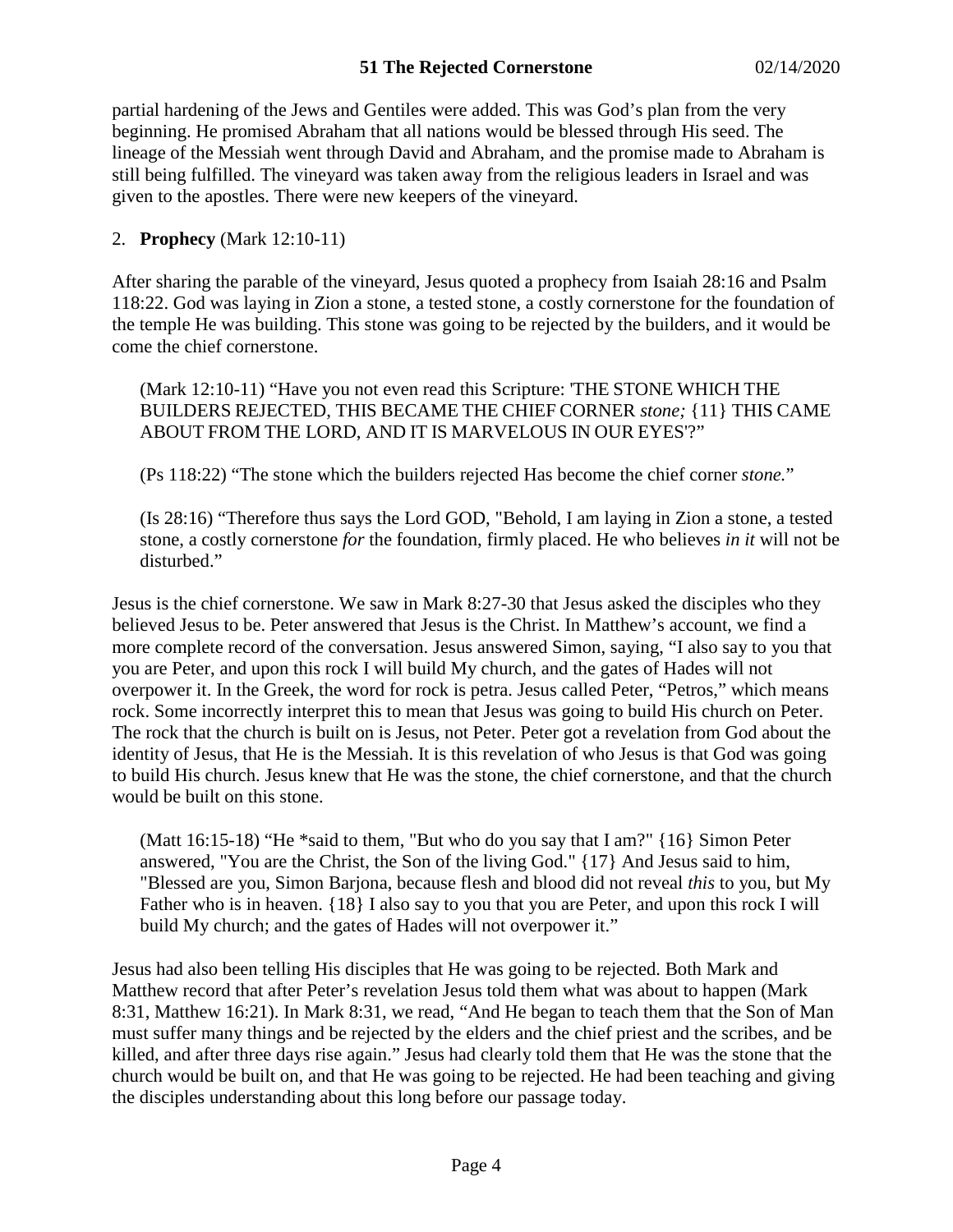partial hardening of the Jews and Gentiles were added. This was God's plan from the very beginning. He promised Abraham that all nations would be blessed through His seed. The lineage of the Messiah went through David and Abraham, and the promise made to Abraham is still being fulfilled. The vineyard was taken away from the religious leaders in Israel and was given to the apostles. There were new keepers of the vineyard.

2. **Prophecy** (Mark 12:10-11)

After sharing the parable of the vineyard, Jesus quoted a prophecy from Isaiah 28:16 and Psalm 118:22. God was laying in Zion a stone, a tested stone, a costly cornerstone for the foundation of the temple He was building. This stone was going to be rejected by the builders, and it would be come the chief cornerstone.

> (Mark 12:10-11) "Have you not even read this Scripture: 'THE STONE WHICH THE BUILDERS REJECTED, THIS BECAME THE CHIEF CORNER *stone;* {11} THIS CAME ABOUT FROM THE LORD, AND IT IS MARVELOUS IN OUR EYES'?"

> (Ps 118:22) "The stone which the builders rejected Has become the chief corner *stone.*"

> (Is 28:16) "Therefore thus says the Lord GOD, "Behold, I am laying in Zion a stone, a tested stone, a costly cornerstone *for* the foundation, firmly placed. He who believes *in it* will not be disturbed."

Jesus is the chief cornerstone. We saw in Mark 8:27-30 that Jesus asked the disciples who they believed Jesus to be. Peter answered that Jesus is the Christ. In Matthew's account, we find a more complete record of the conversation. Jesus answered Simon, saying, "I also say to you that you are Peter, and upon this rock I will build My church, and the gates of Hades will not overpower it. In the Greek, the word for rock is petra. Jesus called Peter, "Petros," which means rock. Some incorrectly interpret this to mean that Jesus was going to build His church on Peter. The rock that the church is built on is Jesus, not Peter. Peter got a revelation from God about the identity of Jesus, that He is the Messiah. It is this revelation of who Jesus is that God was going to build His church. Jesus knew that He was the stone, the chief cornerstone, and that the church would be built on this stone.

> (Matt 16:15-18) "He *said to them, "But who do you say that I am?" {16} Simon Peter answered, "You are the Christ, the Son of the living God." {17} And Jesus said to him, "Blessed are you, Simon Barjona, because flesh and blood did not reveal *this* to you, but My Father who is in heaven. {18} I also say to you that you are Peter, and upon this rock I will build My church; and the gates of Hades will not overpower it."

Jesus had also been telling His disciples that He was going to be rejected. Both Mark and Matthew record that after Peter's revelation Jesus told them what was about to happen (Mark 8:31, Matthew 16:21). In Mark 8:31, we read, "And He began to teach them that the Son of Man must suffer many things and be rejected by the elders and the chief priest and the scribes, and be killed, and after three days rise again." Jesus had clearly told them that He was the stone that the church would be built on, and that He was going to be rejected. He had been teaching and giving the disciples understanding about this long before our passage today.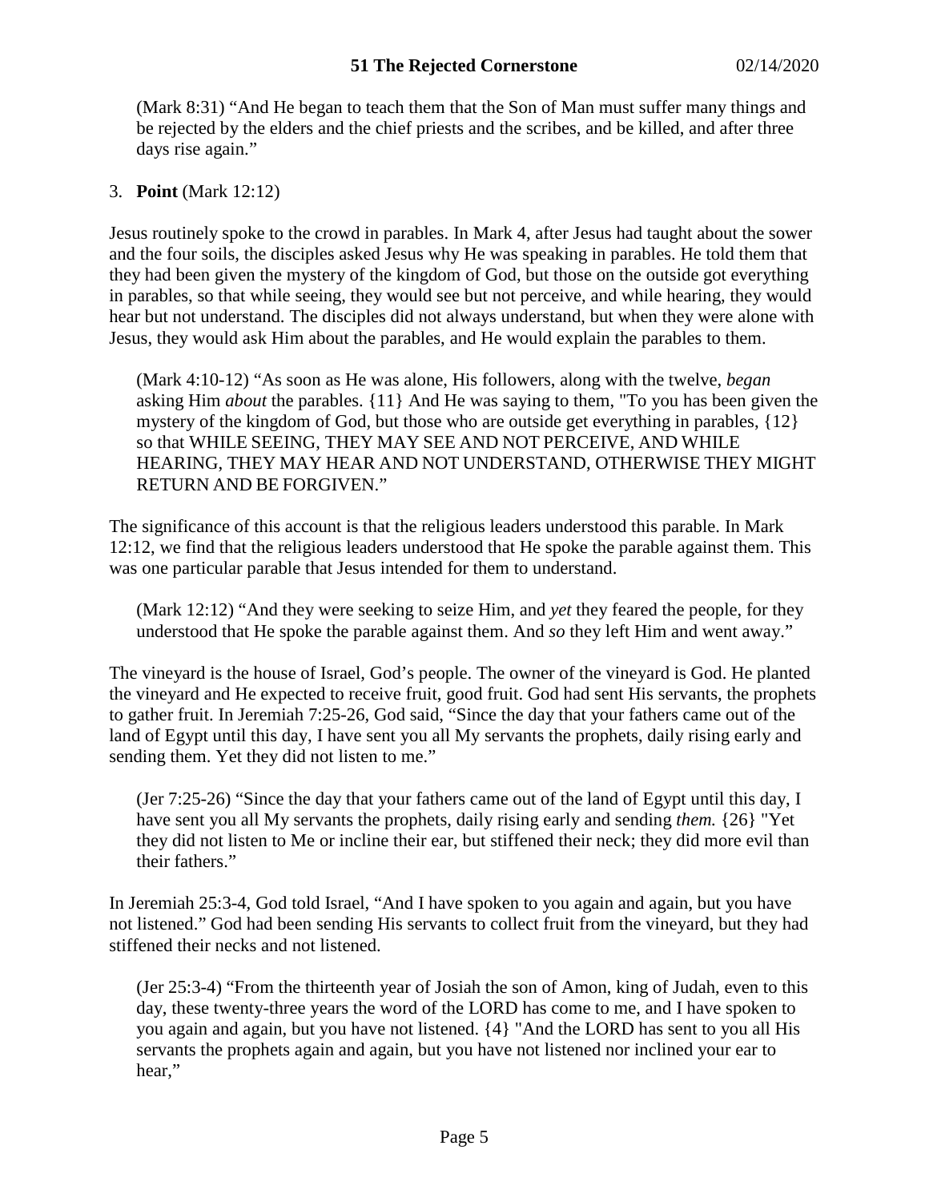(Mark 8:31) “And He began to teach them that the Son of Man must suffer many things and be rejected by the elders and the chief priests and the scribes, and be killed, and after three days rise again.”

3. **Point** (Mark 12:12)

Jesus routinely spoke to the crowd in parables. In Mark 4, after Jesus had taught about the sower and the four soils, the disciples asked Jesus why He was speaking in parables. He told them that they had been given the mystery of the kingdom of God, but those on the outside got everything in parables, so that while seeing, they would see but not perceive, and while hearing, they would hear but not understand. The disciples did not always understand, but when they were alone with Jesus, they would ask Him about the parables, and He would explain the parables to them.

> (Mark 4:10-12) “As soon as He was alone, His followers, along with the twelve, *began* asking Him *about* the parables. {11} And He was saying to them, "To you has been given the mystery of the kingdom of God, but those who are outside get everything in parables, {12} so that WHILE SEEING, THEY MAY SEE AND NOT PERCEIVE, AND WHILE HEARING, THEY MAY HEAR AND NOT UNDERSTAND, OTHERWISE THEY MIGHT RETURN AND BE FORGIVEN.”

The significance of this account is that the religious leaders understood this parable. In Mark 12:12, we find that the religious leaders understood that He spoke the parable against them. This was one particular parable that Jesus intended for them to understand.

> (Mark 12:12) “And they were seeking to seize Him, and *yet* they feared the people, for they understood that He spoke the parable against them. And *so* they left Him and went away.”

The vineyard is the house of Israel, God’s people. The owner of the vineyard is God. He planted the vineyard and He expected to receive fruit, good fruit. God had sent His servants, the prophets to gather fruit. In Jeremiah 7:25-26, God said, “Since the day that your fathers came out of the land of Egypt until this day, I have sent you all My servants the prophets, daily rising early and sending them. Yet they did not listen to me.”

> (Jer 7:25-26) “Since the day that your fathers came out of the land of Egypt until this day, I have sent you all My servants the prophets, daily rising early and sending *them.* {26} "Yet they did not listen to Me or incline their ear, but stiffened their neck; they did more evil than their fathers.”

In Jeremiah 25:3-4, God told Israel, “And I have spoken to you again and again, but you have not listened.” God had been sending His servants to collect fruit from the vineyard, but they had stiffened their necks and not listened.

> (Jer 25:3-4) “From the thirteenth year of Josiah the son of Amon, king of Judah, even to this day, these twenty-three years the word of the LORD has come to me, and I have spoken to you again and again, but you have not listened. {4} "And the LORD has sent to you all His servants the prophets again and again, but you have not listened nor inclined your ear to hear,”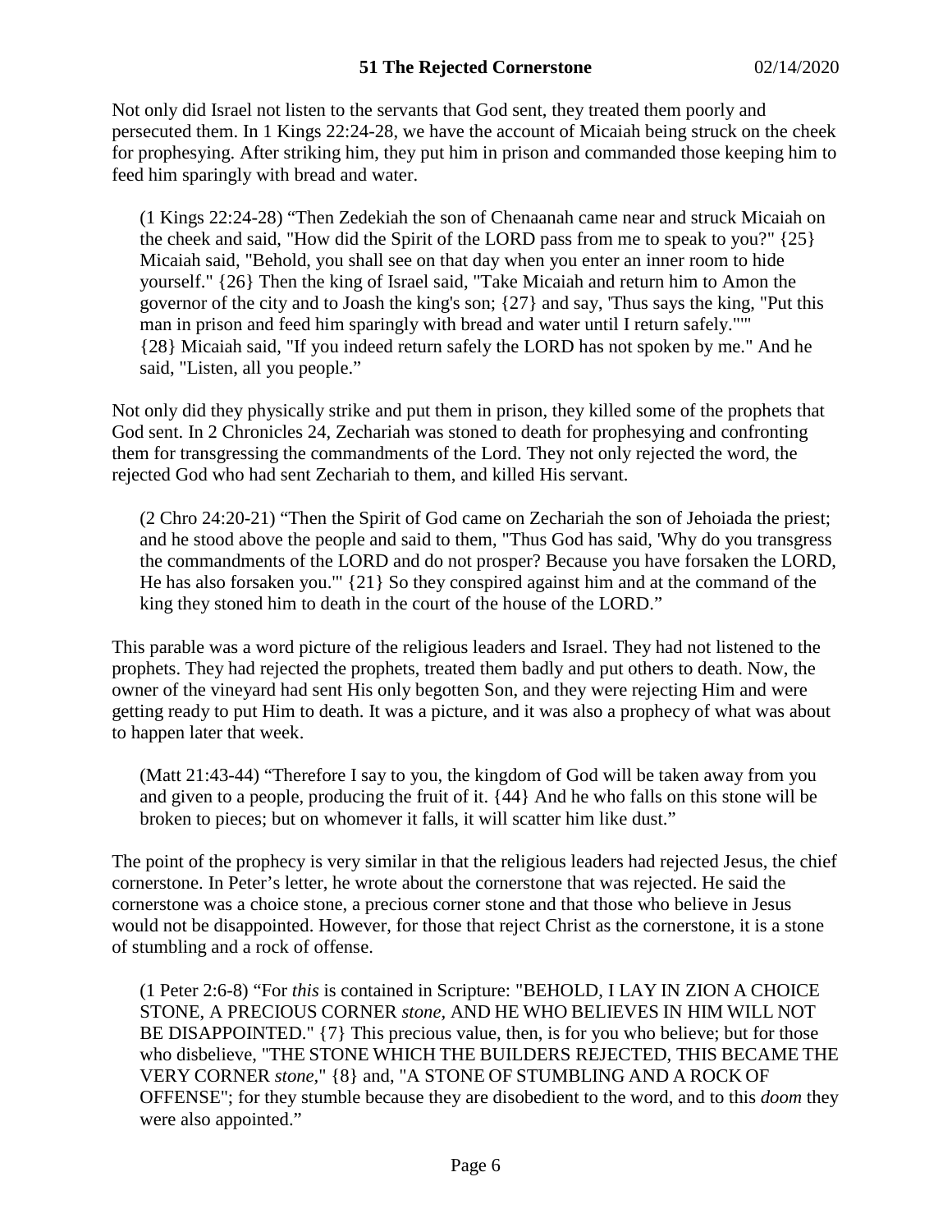Not only did Israel not listen to the servants that God sent, they treated them poorly and persecuted them. In 1 Kings 22:24-28, we have the account of Micaiah being struck on the cheek for prophesying. After striking him, they put him in prison and commanded those keeping him to feed him sparingly with bread and water.

> (1 Kings 22:24-28) "Then Zedekiah the son of Chenaanah came near and struck Micaiah on the cheek and said, "How did the Spirit of the LORD pass from me to speak to you?" {25} Micaiah said, "Behold, you shall see on that day when you enter an inner room to hide yourself." {26} Then the king of Israel said, "Take Micaiah and return him to Amon the governor of the city and to Joash the king's son; {27} and say, 'Thus says the king, "Put this man in prison and feed him sparingly with bread and water until I return safely."'" {28} Micaiah said, "If you indeed return safely the LORD has not spoken by me." And he said, "Listen, all you people."

Not only did they physically strike and put them in prison, they killed some of the prophets that God sent. In 2 Chronicles 24, Zechariah was stoned to death for prophesying and confronting them for transgressing the commandments of the Lord. They not only rejected the word, the rejected God who had sent Zechariah to them, and killed His servant.

> (2 Chro 24:20-21) "Then the Spirit of God came on Zechariah the son of Jehoiada the priest; and he stood above the people and said to them, "Thus God has said, 'Why do you transgress the commandments of the LORD and do not prosper? Because you have forsaken the LORD, He has also forsaken you.'" {21} So they conspired against him and at the command of the king they stoned him to death in the court of the house of the LORD."

This parable was a word picture of the religious leaders and Israel. They had not listened to the prophets. They had rejected the prophets, treated them badly and put others to death. Now, the owner of the vineyard had sent His only begotten Son, and they were rejecting Him and were getting ready to put Him to death. It was a picture, and it was also a prophecy of what was about to happen later that week.

> (Matt 21:43-44) "Therefore I say to you, the kingdom of God will be taken away from you and given to a people, producing the fruit of it. {44} And he who falls on this stone will be broken to pieces; but on whomever it falls, it will scatter him like dust."

The point of the prophecy is very similar in that the religious leaders had rejected Jesus, the chief cornerstone. In Peter's letter, he wrote about the cornerstone that was rejected. He said the cornerstone was a choice stone, a precious corner stone and that those who believe in Jesus would not be disappointed. However, for those that reject Christ as the cornerstone, it is a stone of stumbling and a rock of offense.

> (1 Peter 2:6-8) "For *this* is contained in Scripture: "BEHOLD, I LAY IN ZION A CHOICE STONE, A PRECIOUS CORNER *stone*, AND HE WHO BELIEVES IN HIM WILL NOT BE DISAPPOINTED." {7} This precious value, then, is for you who believe; but for those who disbelieve, "THE STONE WHICH THE BUILDERS REJECTED, THIS BECAME THE VERY CORNER *stone*," {8} and, "A STONE OF STUMBLING AND A ROCK OF OFFENSE"; for they stumble because they are disobedient to the word, and to this *doom* they were also appointed."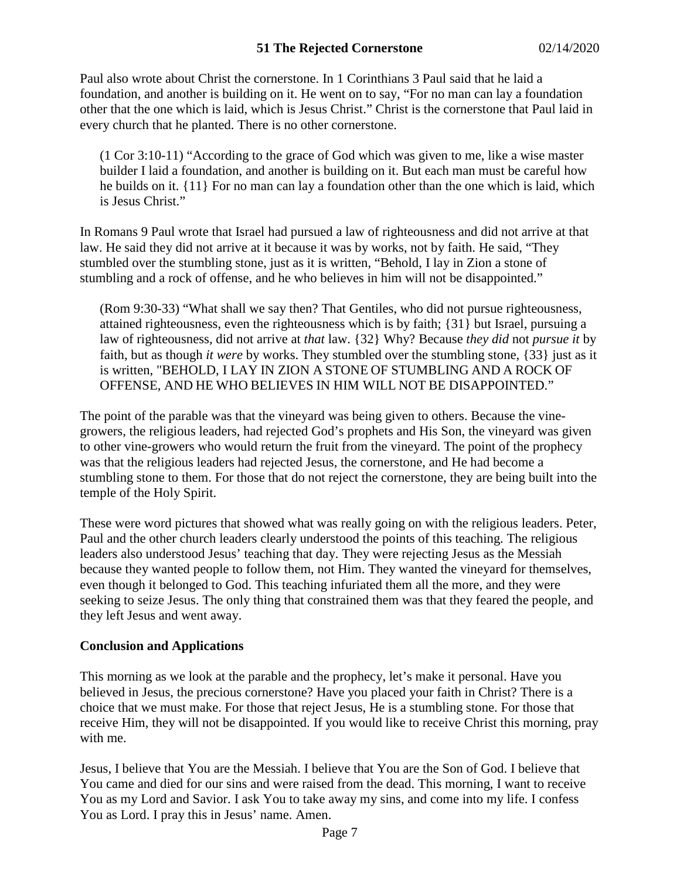Paul also wrote about Christ the cornerstone. In 1 Corinthians 3 Paul said that he laid a foundation, and another is building on it. He went on to say, "For no man can lay a foundation other that the one which is laid, which is Jesus Christ." Christ is the cornerstone that Paul laid in every church that he planted. There is no other cornerstone.

> (1 Cor 3:10-11) "According to the grace of God which was given to me, like a wise master builder I laid a foundation, and another is building on it. But each man must be careful how he builds on it. {11} For no man can lay a foundation other than the one which is laid, which is Jesus Christ."

In Romans 9 Paul wrote that Israel had pursued a law of righteousness and did not arrive at that law. He said they did not arrive at it because it was by works, not by faith. He said, "They stumbled over the stumbling stone, just as it is written, "Behold, I lay in Zion a stone of stumbling and a rock of offense, and he who believes in him will not be disappointed."

> (Rom 9:30-33) "What shall we say then? That Gentiles, who did not pursue righteousness, attained righteousness, even the righteousness which is by faith; {31} but Israel, pursuing a law of righteousness, did not arrive at *that* law. {32} Why? Because *they did* not *pursue it* by faith, but as though *it were* by works. They stumbled over the stumbling stone, {33} just as it is written, "BEHOLD, I LAY IN ZION A STONE OF STUMBLING AND A ROCK OF OFFENSE, AND HE WHO BELIEVES IN HIM WILL NOT BE DISAPPOINTED."

The point of the parable was that the vineyard was being given to others. Because the vine-growers, the religious leaders, had rejected God's prophets and His Son, the vineyard was given to other vine-growers who would return the fruit from the vineyard. The point of the prophecy was that the religious leaders had rejected Jesus, the cornerstone, and He had become a stumbling stone to them. For those that do not reject the cornerstone, they are being built into the temple of the Holy Spirit.

These were word pictures that showed what was really going on with the religious leaders. Peter, Paul and the other church leaders clearly understood the points of this teaching. The religious leaders also understood Jesus' teaching that day. They were rejecting Jesus as the Messiah because they wanted people to follow them, not Him. They wanted the vineyard for themselves, even though it belonged to God. This teaching infuriated them all the more, and they were seeking to seize Jesus. The only thing that constrained them was that they feared the people, and they left Jesus and went away.

**Conclusion and Applications**

This morning as we look at the parable and the prophecy, let's make it personal. Have you believed in Jesus, the precious cornerstone? Have you placed your faith in Christ? There is a choice that we must make. For those that reject Jesus, He is a stumbling stone. For those that receive Him, they will not be disappointed. If you would like to receive Christ this morning, pray with me.

Jesus, I believe that You are the Messiah. I believe that You are the Son of God. I believe that You came and died for our sins and were raised from the dead. This morning, I want to receive You as my Lord and Savior. I ask You to take away my sins, and come into my life. I confess You as Lord. I pray this in Jesus' name. Amen.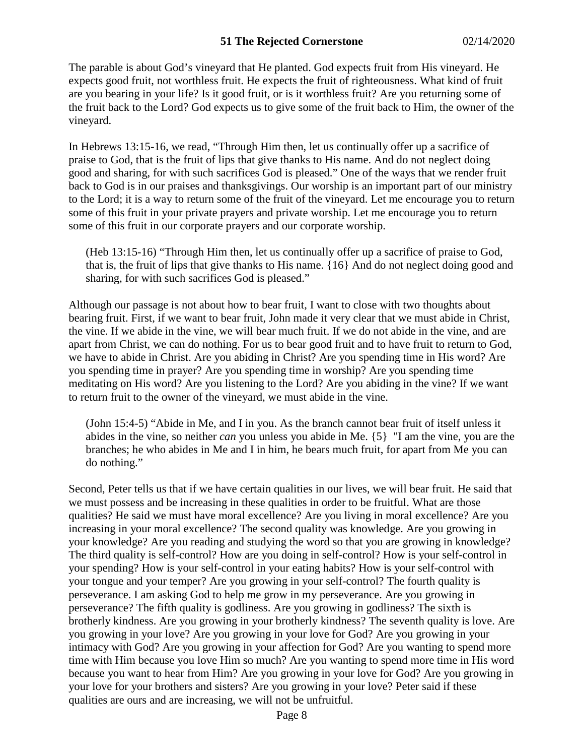The parable is about God's vineyard that He planted. God expects fruit from His vineyard. He expects good fruit, not worthless fruit. He expects the fruit of righteousness. What kind of fruit are you bearing in your life? Is it good fruit, or is it worthless fruit? Are you returning some of the fruit back to the Lord? God expects us to give some of the fruit back to Him, the owner of the vineyard.

In Hebrews 13:15-16, we read, "Through Him then, let us continually offer up a sacrifice of praise to God, that is the fruit of lips that give thanks to His name. And do not neglect doing good and sharing, for with such sacrifices God is pleased." One of the ways that we render fruit back to God is in our praises and thanksgivings. Our worship is an important part of our ministry to the Lord; it is a way to return some of the fruit of the vineyard. Let me encourage you to return some of this fruit in your private prayers and private worship. Let me encourage you to return some of this fruit in our corporate prayers and our corporate worship.

> (Heb 13:15-16) "Through Him then, let us continually offer up a sacrifice of praise to God, that is, the fruit of lips that give thanks to His name. {16} And do not neglect doing good and sharing, for with such sacrifices God is pleased."

Although our passage is not about how to bear fruit, I want to close with two thoughts about bearing fruit. First, if we want to bear fruit, John made it very clear that we must abide in Christ, the vine. If we abide in the vine, we will bear much fruit. If we do not abide in the vine, and are apart from Christ, we can do nothing. For us to bear good fruit and to have fruit to return to God, we have to abide in Christ. Are you abiding in Christ? Are you spending time in His word? Are you spending time in prayer? Are you spending time in worship? Are you spending time meditating on His word? Are you listening to the Lord? Are you abiding in the vine? If we want to return fruit to the owner of the vineyard, we must abide in the vine.

> (John 15:4-5) "Abide in Me, and I in you. As the branch cannot bear fruit of itself unless it abides in the vine, so neither *can* you unless you abide in Me. {5} "I am the vine, you are the branches; he who abides in Me and I in him, he bears much fruit, for apart from Me you can do nothing."

Second, Peter tells us that if we have certain qualities in our lives, we will bear fruit. He said that we must possess and be increasing in these qualities in order to be fruitful. What are those qualities? He said we must have moral excellence? Are you living in moral excellence? Are you increasing in your moral excellence? The second quality was knowledge. Are you growing in your knowledge? Are you reading and studying the word so that you are growing in knowledge? The third quality is self-control? How are you doing in self-control? How is your self-control in your spending? How is your self-control in your eating habits? How is your self-control with your tongue and your temper? Are you growing in your self-control? The fourth quality is perseverance. I am asking God to help me grow in my perseverance. Are you growing in perseverance? The fifth quality is godliness. Are you growing in godliness? The sixth is brotherly kindness. Are you growing in your brotherly kindness? The seventh quality is love. Are you growing in your love? Are you growing in your love for God? Are you growing in your intimacy with God? Are you growing in your affection for God? Are you wanting to spend more time with Him because you love Him so much? Are you wanting to spend more time in His word because you want to hear from Him? Are you growing in your love for God? Are you growing in your love for your brothers and sisters? Are you growing in your love? Peter said if these qualities are ours and are increasing, we will not be unfruitful.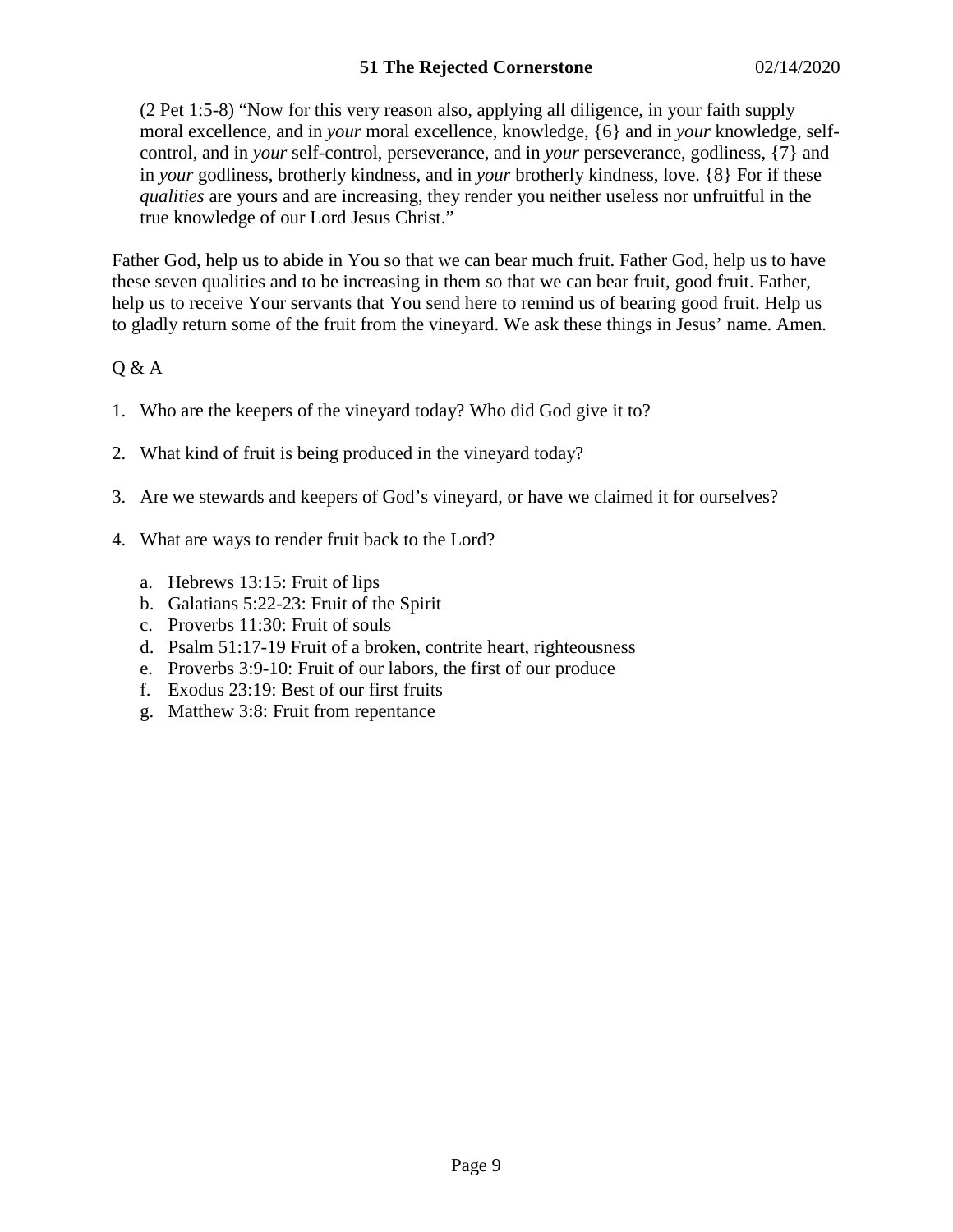> (2 Pet 1:5-8) "Now for this very reason also, applying all diligence, in your faith supply moral excellence, and in *your* moral excellence, knowledge, {6} and in *your* knowledge, self-control, and in *your* self-control, perseverance, and in *your* perseverance, godliness, {7} and in *your* godliness, brotherly kindness, and in *your* brotherly kindness, love. {8} For if these *qualities* are yours and are increasing, they render you neither useless nor unfruitful in the true knowledge of our Lord Jesus Christ."

Father God, help us to abide in You so that we can bear much fruit. Father God, help us to have these seven qualities and to be increasing in them so that we can bear fruit, good fruit. Father, help us to receive Your servants that You send here to remind us of bearing good fruit. Help us to gladly return some of the fruit from the vineyard. We ask these things in Jesus' name. Amen.

Q & A

1. Who are the keepers of the vineyard today? Who did God give it to?
2. What kind of fruit is being produced in the vineyard today?
3. Are we stewards and keepers of God's vineyard, or have we claimed it for ourselves?
4. What are ways to render fruit back to the Lord?
    a. Hebrews 13:15: Fruit of lips
    b. Galatians 5:22-23: Fruit of the Spirit
    c. Proverbs 11:30: Fruit of souls
    d. Psalm 51:17-19 Fruit of a broken, contrite heart, righteousness
    e. Proverbs 3:9-10: Fruit of our labors, the first of our produce
    f. Exodus 23:19: Best of our first fruits
    g. Matthew 3:8: Fruit from repentance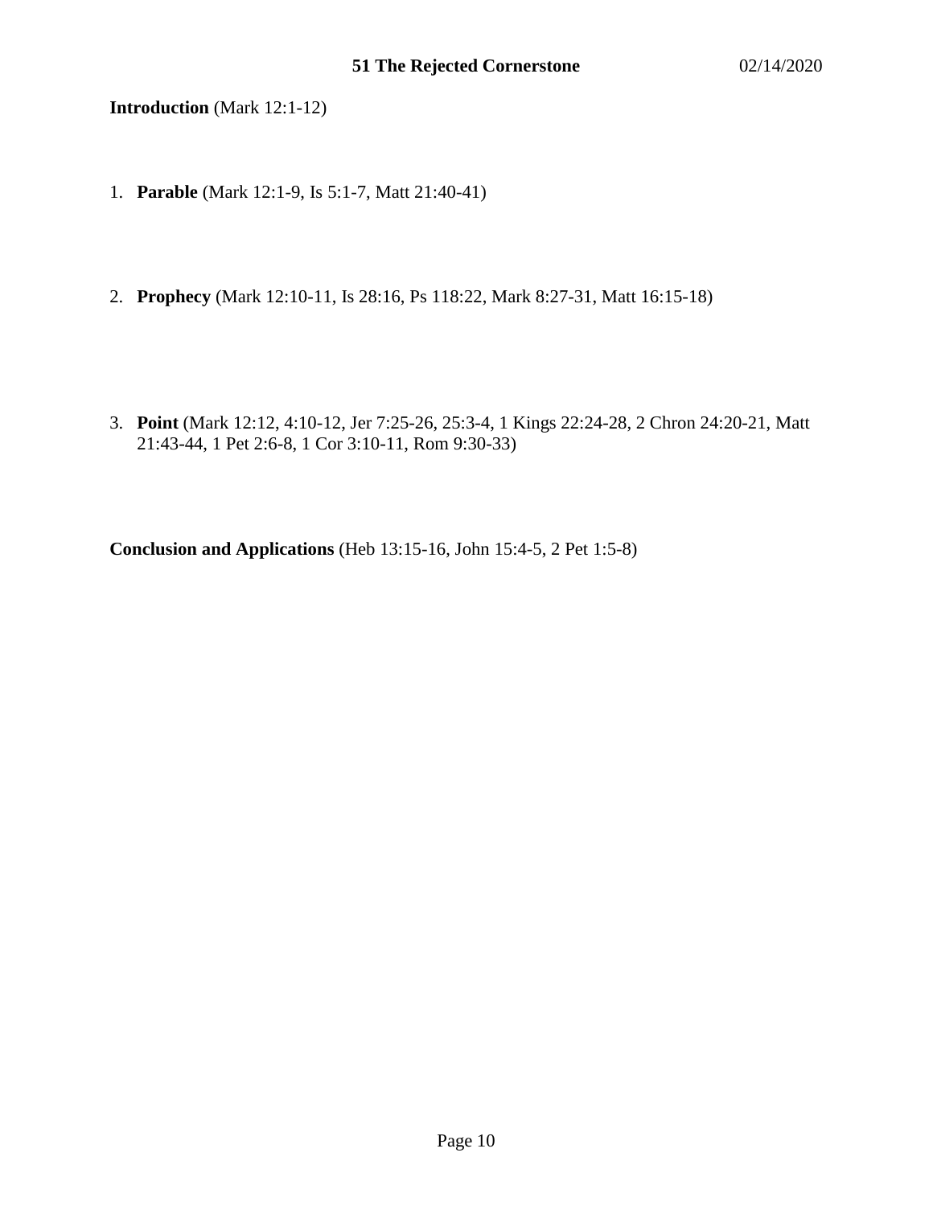# 51 The Rejected Cornerstone 02/14/2020

**Introduction** (Mark 12:1-12)

1. **Parable** (Mark 12:1-9, Is 5:1-7, Matt 21:40-41)

2. **Prophecy** (Mark 12:10-11, Is 28:16, Ps 118:22, Mark 8:27-31, Matt 16:15-18)

3. **Point** (Mark 12:12, 4:10-12, Jer 7:25-26, 25:3-4, 1 Kings 22:24-28, 2 Chron 24:20-21, Matt 21:43-44, 1 Pet 2:6-8, 1 Cor 3:10-11, Rom 9:30-33)

**Conclusion and Applications** (Heb 13:15-16, John 15:4-5, 2 Pet 1:5-8)